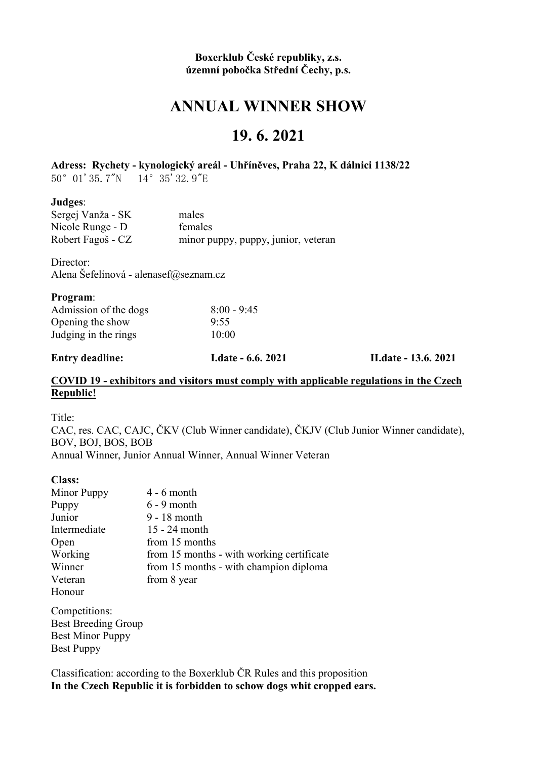**Boxerklub České republiky, z.s.**
**územní pobočka Střední Čechy, p.s.**

# ANNUAL WINNER SHOW

# 19. 6. 2021

**Adress: Rychety - kynologický areál - Uhříněves, Praha 22, K dálnici 1138/22**
50° 01' 35.7"N 14° 35' 32.9"E

**Judges**:

| | |
|---|---|
| Sergej Vanža - SK | males |
| Nicole Runge - D | females |
| Robert Fagoš - CZ | minor puppy, puppy, junior, veteran |

Director:
Alena Šefelínová - alenasef@seznam.cz

**Program**:

| | |
|---|---|
| Admission of the dogs | 8:00 - 9:45 |
| Opening the show | 9:55 |
| Judging in the rings | 10:00 |

**Entry deadline:** **I.date - 6.6. 2021** **II.date - 13.6. 2021**

**COVID 19 - exhibitors and visitors must comply with applicable regulations in the Czech Republic!**

Title:
CAC, res. CAC, CAJC, ČKV (Club Winner candidate), ČKJV (Club Junior Winner candidate), BOV, BOJ, BOS, BOB
Annual Winner, Junior Annual Winner, Annual Winner Veteran

**Class:**

| | |
|---|---|
| Minor Puppy | 4 - 6 month |
| Puppy | 6 - 9 month |
| Junior | 9 - 18 month |
| Intermediate | 15 - 24 month |
| Open | from 15 months |
| Working | from 15 months - with working certificate |
| Winner | from 15 months - with champion diploma |
| Veteran | from 8 year |
| Honour | |

Competitions:
Best Breeding Group
Best Minor Puppy
Best Puppy

Classification: according to the Boxerklub ČR Rules and this proposition
**In the Czech Republic it is forbidden to schow dogs whit cropped ears.**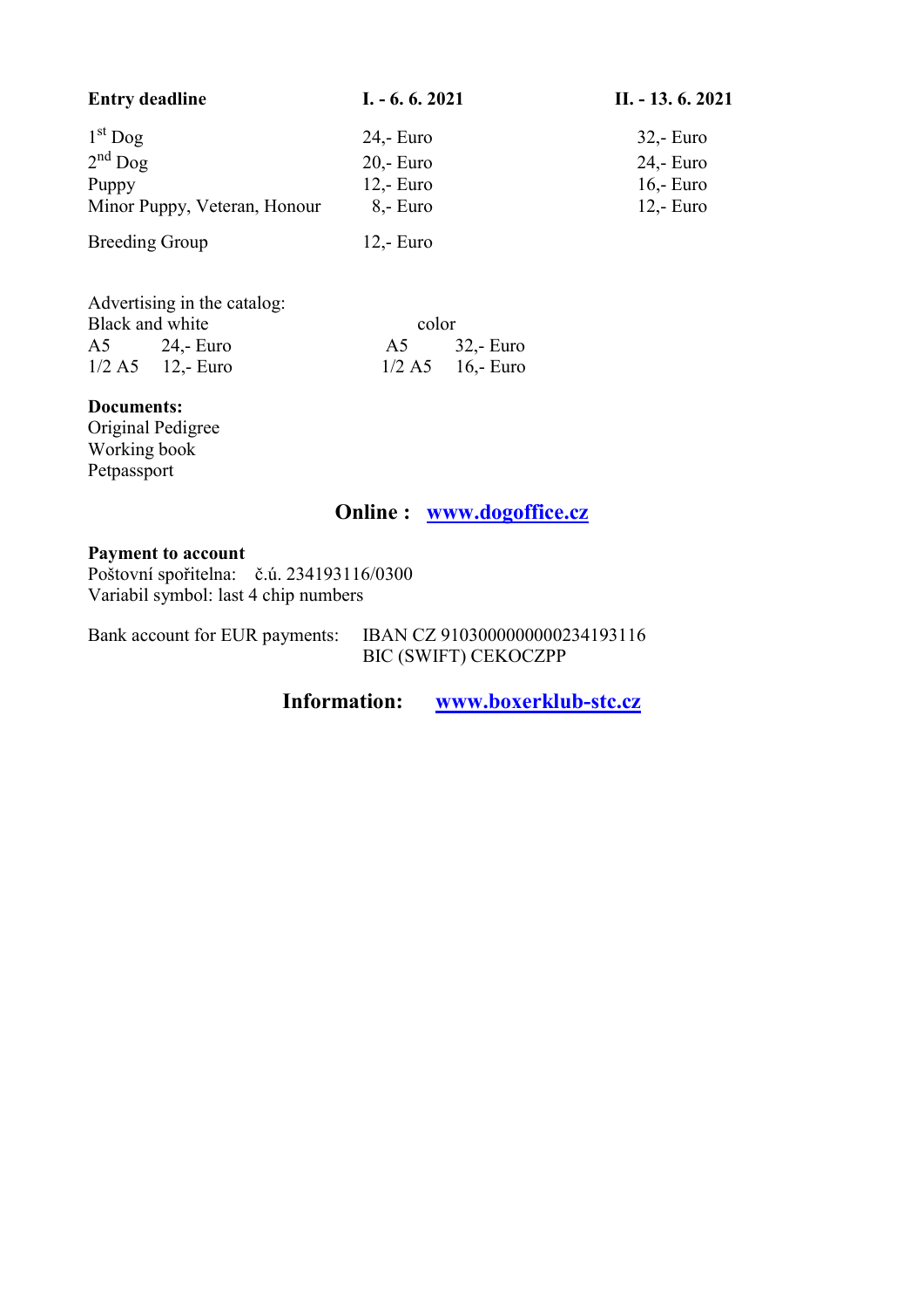| **Entry deadline** | **I. - 6. 6. 2021** | **II. - 13. 6. 2021** |
|---|---|---|
| 1st Dog | 24,- Euro | 32,- Euro |
| 2nd Dog | 20,- Euro | 24,- Euro |
| Puppy | 12,- Euro | 16,- Euro |
| Minor Puppy, Veteran, Honour | 8,- Euro | 12,- Euro |
| Breeding Group | 12,- Euro | |

Advertising in the catalog:

| Black and white | | color | |
|---|---|---|---|
| A5 | 24,- Euro | A5 | 32,- Euro |
| 1/2 A5 | 12,- Euro | 1/2 A5 | 16,- Euro |

**Documents:**
Original Pedigree
Working book
Petpassport

**Online : [www.dogoffice.cz](http://www.dogoffice.cz)**

**Payment to account**
Poštovní spořitelna: č.ú. 234193116/0300
Variabil symbol: last 4 chip numbers

Bank account for EUR payments: IBAN CZ 9103000000000234193116
BIC (SWIFT) CEKOCZPP

**Information: [www.boxerklub-stc.cz](http://www.boxerklub-stc.cz)**